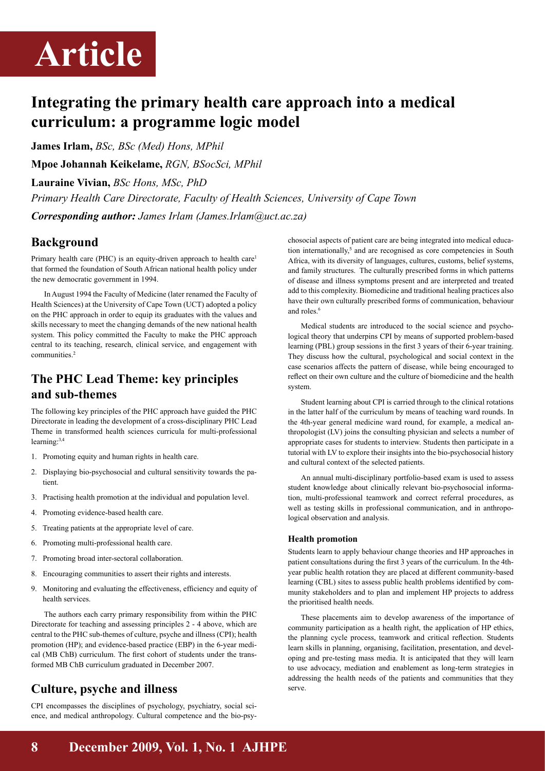# Article

## Integrating the primary health care approach into a medical curriculum: a programme logic model

**James Irlam,** *BSc, BSc (Med) Hons, MPhil*

**Mpoe Johannah Keikelame,** *RGN, BSocSci, MPhil*

**Lauraine Vivian,** *BSc Hons, MSc, PhD*

*Primary Health Care Directorate, Faculty of Health Sciences, University of Cape Town*

***Corresponding author:*** *James Irlam (James.Irlam@uct.ac.za)*

## Background

Primary health care (PHC) is an equity-driven approach to health care[1] that formed the foundation of South African national health policy under the new democratic government in 1994.

In August 1994 the Faculty of Medicine (later renamed the Faculty of Health Sciences) at the University of Cape Town (UCT) adopted a policy on the PHC approach in order to equip its graduates with the values and skills necessary to meet the changing demands of the new national health system. This policy committed the Faculty to make the PHC approach central to its teaching, research, clinical service, and engagement with communities.[2]

## The PHC Lead Theme: key principles and sub-themes

The following key principles of the PHC approach have guided the PHC Directorate in leading the development of a cross-disciplinary PHC Lead Theme in transformed health sciences curricula for multi-professional learning:[3,4]

1. Promoting equity and human rights in health care.
2. Displaying bio-psychosocial and cultural sensitivity towards the patient.
3. Practising health promotion at the individual and population level.
4. Promoting evidence-based health care.
5. Treating patients at the appropriate level of care.
6. Promoting multi-professional health care.
7. Promoting broad inter-sectoral collaboration.
8. Encouraging communities to assert their rights and interests.
9. Monitoring and evaluating the effectiveness, efficiency and equity of health services.

The authors each carry primary responsibility from within the PHC Directorate for teaching and assessing principles 2 - 4 above, which are central to the PHC sub-themes of culture, psyche and illness (CPI); health promotion (HP); and evidence-based practice (EBP) in the 6-year medical (MB ChB) curriculum. The first cohort of students under the transformed MB ChB curriculum graduated in December 2007.

## Culture, psyche and illness

CPI encompasses the disciplines of psychology, psychiatry, social science, and medical anthropology. Cultural competence and the bio-psychosocial aspects of patient care are being integrated into medical education internationally,[5] and are recognised as core competencies in South Africa, with its diversity of languages, cultures, customs, belief systems, and family structures. The culturally prescribed forms in which patterns of disease and illness symptoms present and are interpreted and treated add to this complexity. Biomedicine and traditional healing practices also have their own culturally prescribed forms of communication, behaviour and roles.[6]

Medical students are introduced to the social science and psychological theory that underpins CPI by means of supported problem-based learning (PBL) group sessions in the first 3 years of their 6-year training. They discuss how the cultural, psychological and social context in the case scenarios affects the pattern of disease, while being encouraged to reflect on their own culture and the culture of biomedicine and the health system.

Student learning about CPI is carried through to the clinical rotations in the latter half of the curriculum by means of teaching ward rounds. In the 4th-year general medicine ward round, for example, a medical anthropologist (LV) joins the consulting physician and selects a number of appropriate cases for students to interview. Students then participate in a tutorial with LV to explore their insights into the bio-psychosocial history and cultural context of the selected patients.

An annual multi-disciplinary portfolio-based exam is used to assess student knowledge about clinically relevant bio-psychosocial information, multi-professional teamwork and correct referral procedures, as well as testing skills in professional communication, and in anthropological observation and analysis.

#### Health promotion

Students learn to apply behaviour change theories and HP approaches in patient consultations during the first 3 years of the curriculum. In the 4th-year public health rotation they are placed at different community-based learning (CBL) sites to assess public health problems identified by community stakeholders and to plan and implement HP projects to address the prioritised health needs.

These placements aim to develop awareness of the importance of community participation as a health right, the application of HP ethics, the planning cycle process, teamwork and critical reflection. Students learn skills in planning, organising, facilitation, presentation, and developing and pre-testing mass media. It is anticipated that they will learn to use advocacy, mediation and enablement as long-term strategies in addressing the health needs of the patients and communities that they serve.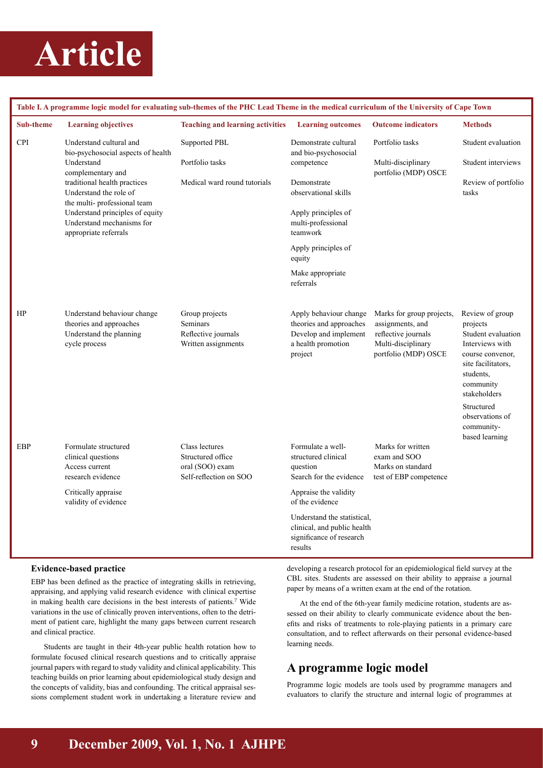**Table I. A programme logic model for evaluating sub-themes of the PHC Lead Theme in the medical curriculum of the University of Cape Town**

| Sub-theme | Learning objectives | Teaching and learning activities | Learning outcomes | Outcome indicators | Methods |
|---|---|---|---|---|---|
| CPI | Understand cultural and bio-psychosocial aspects of health<br>Understand complementary and traditional health practices<br>Understand the role of the multi- professional team<br>Understand principles of equity<br>Understand mechanisms for appropriate referrals | Supported PBL<br>Portfolio tasks<br>Medical ward round tutorials | Demonstrate cultural and bio-psychosocial competence<br>Demonstrate observational skills<br>Apply principles of multi-professional teamwork<br>Apply principles of equity<br>Make appropriate referrals | Portfolio tasks<br>Multi-disciplinary portfolio (MDP) OSCE | Student evaluation<br>Student interviews<br>Review of portfolio tasks |
| HP | Understand behaviour change theories and approaches<br>Understand the planning cycle process | Group projects<br>Seminars<br>Reflective journals<br>Written assignments | Apply behaviour change theories and approaches<br>Develop and implement a health promotion project | Marks for group projects, assignments, and reflective journals<br>Multi-disciplinary portfolio (MDP) OSCE | Review of group projects<br>Student evaluation<br>Interviews with course convenor, site facilitators, students, community stakeholders<br>Structured observations of community-based learning |
| EBP | Formulate structured clinical questions<br>Access current research evidence<br>Critically appraise validity of evidence | Class lectures<br>Structured office oral (SOO) exam<br>Self-reflection on SOO | Formulate a well-structured clinical question<br>Search for the evidence<br>Appraise the validity of the evidence<br>Understand the statistical, clinical, and public health significance of research results | Marks for written exam and SOO<br>Marks on standard test of EBP competence | |

### Evidence-based practice

EBP has been defined as the practice of integrating skills in retrieving, appraising, and applying valid research evidence with clinical expertise in making health care decisions in the best interests of patients.[7] Wide variations in the use of clinically proven interventions, often to the detriment of patient care, highlight the many gaps between current research and clinical practice.

Students are taught in their 4th-year public health rotation how to formulate focused clinical research questions and to critically appraise journal papers with regard to study validity and clinical applicability. This teaching builds on prior learning about epidemiological study design and the concepts of validity, bias and confounding. The critical appraisal sessions complement student work in undertaking a literature review and developing a research protocol for an epidemiological field survey at the CBL sites. Students are assessed on their ability to appraise a journal paper by means of a written exam at the end of the rotation.

At the end of the 6th-year family medicine rotation, students are assessed on their ability to clearly communicate evidence about the benefits and risks of treatments to role-playing patients in a primary care consultation, and to reflect afterwards on their personal evidence-based learning needs.

## A programme logic model

Programme logic models are tools used by programme managers and evaluators to clarify the structure and internal logic of programmes at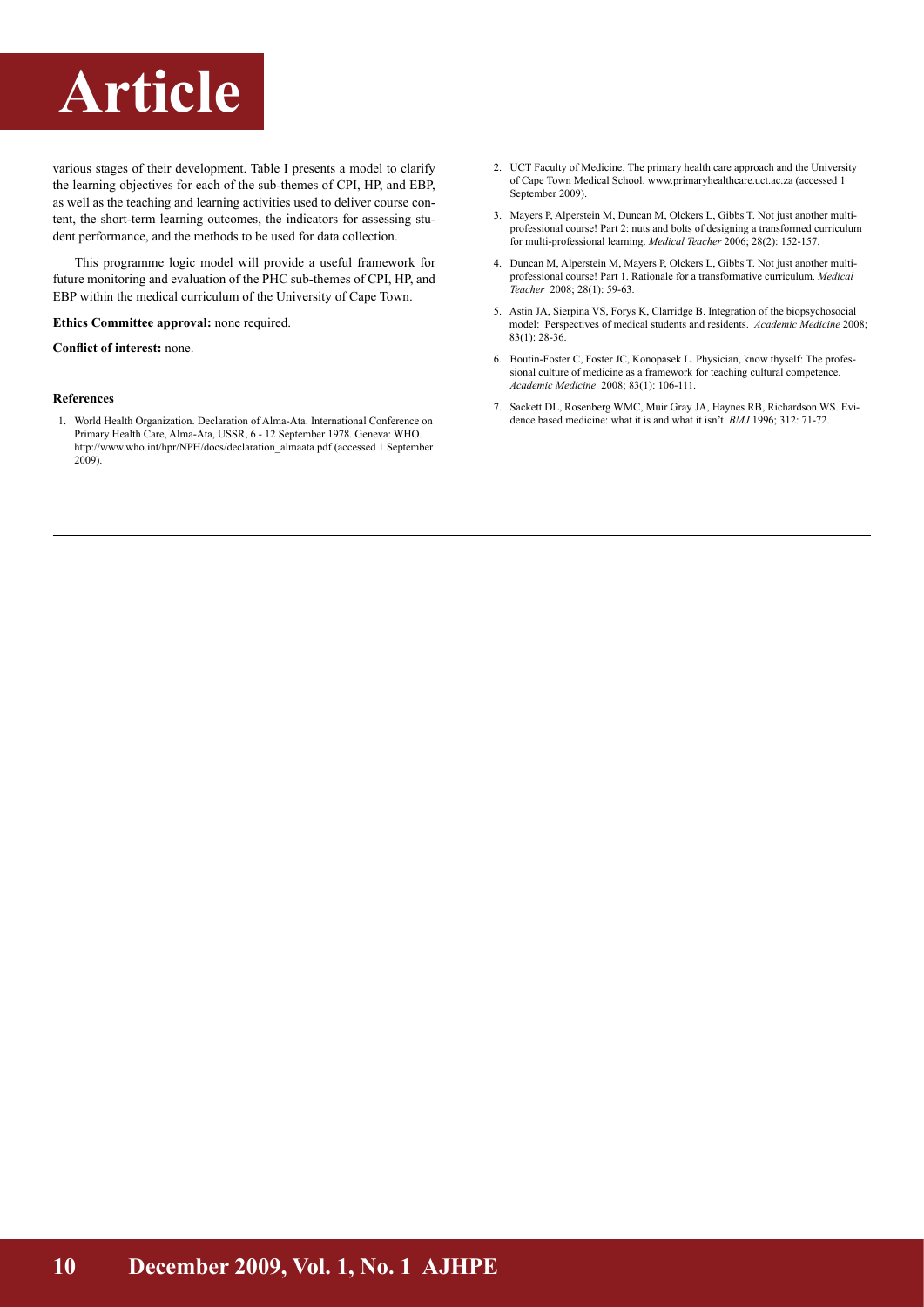various stages of their development. Table I presents a model to clarify the learning objectives for each of the sub-themes of CPI, HP, and EBP, as well as the teaching and learning activities used to deliver course content, the short-term learning outcomes, the indicators for assessing student performance, and the methods to be used for data collection.

This programme logic model will provide a useful framework for future monitoring and evaluation of the PHC sub-themes of CPI, HP, and EBP within the medical curriculum of the University of Cape Town.

**Ethics Committee approval:** none required.

**Conflict of interest:** none.

#### References

1. World Health Organization. Declaration of Alma-Ata. International Conference on Primary Health Care, Alma-Ata, USSR, 6 - 12 September 1978. Geneva: WHO. http://www.who.int/hpr/NPH/docs/declaration_almaata.pdf (accessed 1 September 2009).
2. UCT Faculty of Medicine. The primary health care approach and the University of Cape Town Medical School. www.primaryhealthcare.uct.ac.za (accessed 1 September 2009).
3. Mayers P, Alperstein M, Duncan M, Olckers L, Gibbs T. Not just another multi-professional course! Part 2: nuts and bolts of designing a transformed curriculum for multi-professional learning. *Medical Teacher* 2006; 28(2): 152-157.
4. Duncan M, Alperstein M, Mayers P, Olckers L, Gibbs T. Not just another multi-professional course! Part 1. Rationale for a transformative curriculum. *Medical Teacher* 2008; 28(1): 59-63.
5. Astin JA, Sierpina VS, Forys K, Clarridge B. Integration of the biopsychosocial model: Perspectives of medical students and residents. *Academic Medicine* 2008; 83(1): 28-36.
6. Boutin-Foster C, Foster JC, Konopasek L. Physician, know thyself: The professional culture of medicine as a framework for teaching cultural competence. *Academic Medicine* 2008; 83(1): 106-111.
7. Sackett DL, Rosenberg WMC, Muir Gray JA, Haynes RB, Richardson WS. Evidence based medicine: what it is and what it isn't. *BMJ* 1996; 312: 71-72.